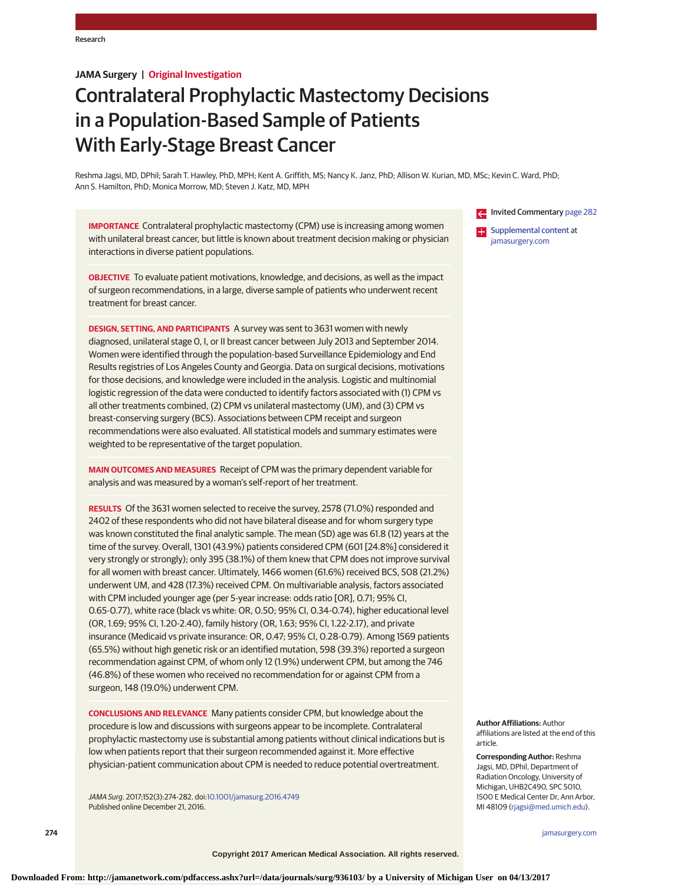JAMA Surgery | Original Investigation

# Contralateral Prophylactic Mastectomy Decisions in a Population-Based Sample of Patients With Early-Stage Breast Cancer

Reshma Jagsi, MD, DPhil; Sarah T. Hawley, PhD, MPH; Kent A. Griffith, MS; Nancy K. Janz, PhD; Allison W. Kurian, MD, MSc; Kevin C. Ward, PhD; Ann S. Hamilton, PhD; Monica Morrow, MD; Steven J. Katz, MD, MPH

Invited Commentary page 282

Supplemental content at jamasurgery.com

**IMPORTANCE** Contralateral prophylactic mastectomy (CPM) use is increasing among women with unilateral breast cancer, but little is known about treatment decision making or physician interactions in diverse patient populations.

**OBJECTIVE** To evaluate patient motivations, knowledge, and decisions, as well as the impact of surgeon recommendations, in a large, diverse sample of patients who underwent recent treatment for breast cancer.

**DESIGN, SETTING, AND PARTICIPANTS** A survey was sent to 3631 women with newly diagnosed, unilateral stage 0, I, or II breast cancer between July 2013 and September 2014. Women were identified through the population-based Surveillance Epidemiology and End Results registries of Los Angeles County and Georgia. Data on surgical decisions, motivations for those decisions, and knowledge were included in the analysis. Logistic and multinomial logistic regression of the data were conducted to identify factors associated with (1) CPM vs all other treatments combined, (2) CPM vs unilateral mastectomy (UM), and (3) CPM vs breast-conserving surgery (BCS). Associations between CPM receipt and surgeon recommendations were also evaluated. All statistical models and summary estimates were weighted to be representative of the target population.

**MAIN OUTCOMES AND MEASURES** Receipt of CPM was the primary dependent variable for analysis and was measured by a woman's self-report of her treatment.

**RESULTS** Of the 3631 women selected to receive the survey, 2578 (71.0%) responded and 2402 of these respondents who did not have bilateral disease and for whom surgery type was known constituted the final analytic sample. The mean (SD) age was 61.8 (12) years at the time of the survey. Overall, 1301 (43.9%) patients considered CPM (601 [24.8%] considered it very strongly or strongly); only 395 (38.1%) of them knew that CPM does not improve survival for all women with breast cancer. Ultimately, 1466 women (61.6%) received BCS, 508 (21.2%) underwent UM, and 428 (17.3%) received CPM. On multivariable analysis, factors associated with CPM included younger age (per 5-year increase: odds ratio [OR], 0.71; 95% CI, 0.65-0.77), white race (black vs white: OR, 0.50; 95% CI, 0.34-0.74), higher educational level (OR, 1.69; 95% CI, 1.20-2.40), family history (OR, 1.63; 95% CI, 1.22-2.17), and private insurance (Medicaid vs private insurance: OR, 0.47; 95% CI, 0.28-0.79). Among 1569 patients (65.5%) without high genetic risk or an identified mutation, 598 (39.3%) reported a surgeon recommendation against CPM, of whom only 12 (1.9%) underwent CPM, but among the 746 (46.8%) of these women who received no recommendation for or against CPM from a surgeon, 148 (19.0%) underwent CPM.

**CONCLUSIONS AND RELEVANCE** Many patients consider CPM, but knowledge about the procedure is low and discussions with surgeons appear to be incomplete. Contralateral prophylactic mastectomy use is substantial among patients without clinical indications but is low when patients report that their surgeon recommended against it. More effective physician-patient communication about CPM is needed to reduce potential overtreatment.

*JAMA Surg*. 2017;152(3):274-282. doi:10.1001/jamasurg.2016.4749
Published online December 21, 2016.

**Author Affiliations:** Author affiliations are listed at the end of this article.

**Corresponding Author:** Reshma Jagsi, MD, DPhil, Department of Radiation Oncology, University of Michigan, UHB2C490, SPC 5010, 1500 E Medical Center Dr, Ann Arbor, MI 48109 (rjagsi@med.umich.edu).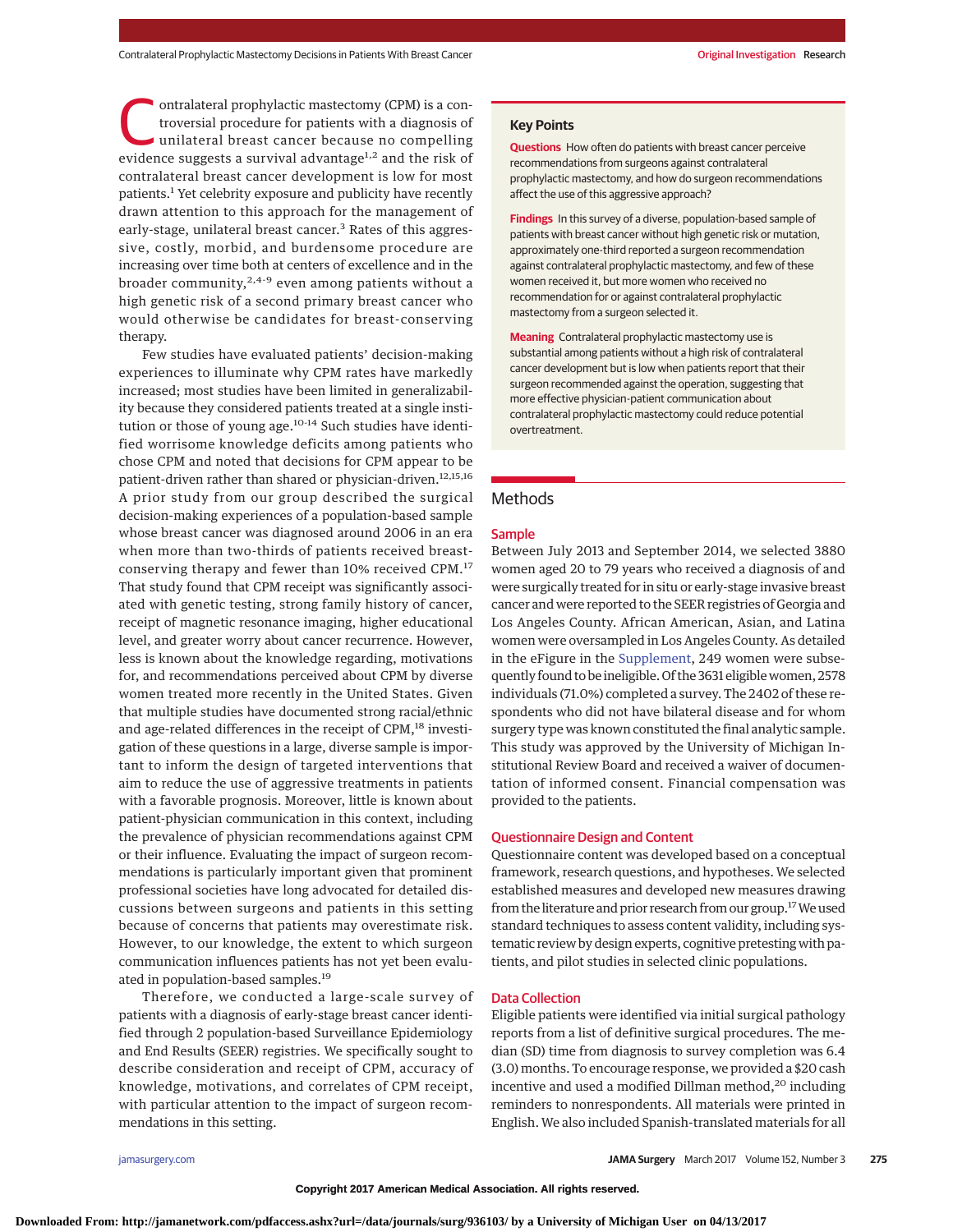Contralateral prophylactic mastectomy (CPM) is a controversial procedure for patients with a diagnosis of unilateral breast cancer because no compelling evidence suggests a survival advantage[1,2] and the risk of contralateral breast cancer development is low for most patients.[1] Yet celebrity exposure and publicity have recently drawn attention to this approach for the management of early-stage, unilateral breast cancer.[3] Rates of this aggressive, costly, morbid, and burdensome procedure are increasing over time both at centers of excellence and in the broader community,[2,4-9] even among patients without a high genetic risk of a second primary breast cancer who would otherwise be candidates for breast-conserving therapy.

Few studies have evaluated patients' decision-making experiences to illuminate why CPM rates have markedly increased; most studies have been limited in generalizability because they considered patients treated at a single institution or those of young age.[10-14] Such studies have identified worrisome knowledge deficits among patients who chose CPM and noted that decisions for CPM appear to be patient-driven rather than shared or physician-driven.[12,15,16] A prior study from our group described the surgical decision-making experiences of a population-based sample whose breast cancer was diagnosed around 2006 in an era when more than two-thirds of patients received breast-conserving therapy and fewer than 10% received CPM.[17] That study found that CPM receipt was significantly associated with genetic testing, strong family history of cancer, receipt of magnetic resonance imaging, higher educational level, and greater worry about cancer recurrence. However, less is known about the knowledge regarding, motivations for, and recommendations perceived about CPM by diverse women treated more recently in the United States. Given that multiple studies have documented strong racial/ethnic and age-related differences in the receipt of CPM,[18] investigation of these questions in a large, diverse sample is important to inform the design of targeted interventions that aim to reduce the use of aggressive treatments in patients with a favorable prognosis. Moreover, little is known about patient-physician communication in this context, including the prevalence of physician recommendations against CPM or their influence. Evaluating the impact of surgeon recommendations is particularly important given that prominent professional societies have long advocated for detailed discussions between surgeons and patients in this setting because of concerns that patients may overestimate risk. However, to our knowledge, the extent to which surgeon communication influences patients has not yet been evaluated in population-based samples.[19]

Therefore, we conducted a large-scale survey of patients with a diagnosis of early-stage breast cancer identified through 2 population-based Surveillance Epidemiology and End Results (SEER) registries. We specifically sought to describe consideration and receipt of CPM, accuracy of knowledge, motivations, and correlates of CPM receipt, with particular attention to the impact of surgeon recommendations in this setting.

**Key Points**

**Questions** How often do patients with breast cancer perceive recommendations from surgeons against contralateral prophylactic mastectomy, and how do surgeon recommendations affect the use of this aggressive approach?

**Findings** In this survey of a diverse, population-based sample of patients with breast cancer without high genetic risk or mutation, approximately one-third reported a surgeon recommendation against contralateral prophylactic mastectomy, and few of these women received it, but more women who received no recommendation for or against contralateral prophylactic mastectomy from a surgeon selected it.

**Meaning** Contralateral prophylactic mastectomy use is substantial among patients without a high risk of contralateral cancer development but is low when patients report that their surgeon recommended against the operation, suggesting that more effective physician-patient communication about contralateral prophylactic mastectomy could reduce potential overtreatment.

## Methods

### Sample

Between July 2013 and September 2014, we selected 3880 women aged 20 to 79 years who received a diagnosis of and were surgically treated for in situ or early-stage invasive breast cancer and were reported to the SEER registries of Georgia and Los Angeles County. African American, Asian, and Latina women were oversampled in Los Angeles County. As detailed in the eFigure in the Supplement, 249 women were subsequently found to be ineligible. Of the 3631 eligible women, 2578 individuals (71.0%) completed a survey. The 2402 of these respondents who did not have bilateral disease and for whom surgery type was known constituted the final analytic sample. This study was approved by the University of Michigan Institutional Review Board and received a waiver of documentation of informed consent. Financial compensation was provided to the patients.

### Questionnaire Design and Content

Questionnaire content was developed based on a conceptual framework, research questions, and hypotheses. We selected established measures and developed new measures drawing from the literature and prior research from our group.[17] We used standard techniques to assess content validity, including systematic review by design experts, cognitive pretesting with patients, and pilot studies in selected clinic populations.

### Data Collection

Eligible patients were identified via initial surgical pathology reports from a list of definitive surgical procedures. The median (SD) time from diagnosis to survey completion was 6.4 (3.0) months. To encourage response, we provided a $20 cash incentive and used a modified Dillman method,[20] including reminders to nonrespondents. All materials were printed in English. We also included Spanish-translated materials for all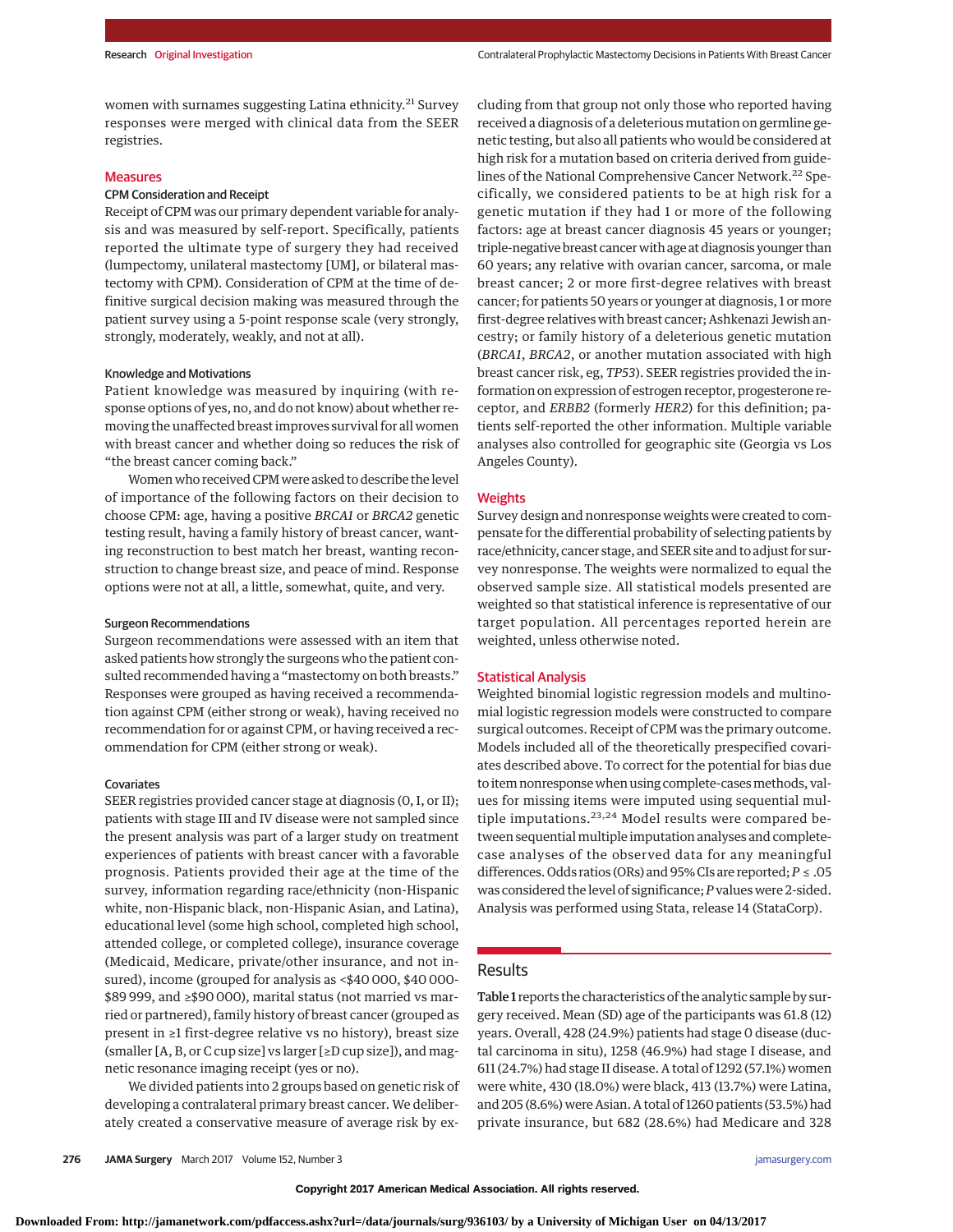women with surnames suggesting Latina ethnicity.[21] Survey responses were merged with clinical data from the SEER registries.

## Measures

### CPM Consideration and Receipt

Receipt of CPM was our primary dependent variable for analysis and was measured by self-report. Specifically, patients reported the ultimate type of surgery they had received (lumpectomy, unilateral mastectomy [UM], or bilateral mastectomy with CPM). Consideration of CPM at the time of definitive surgical decision making was measured through the patient survey using a 5-point response scale (very strongly, strongly, moderately, weakly, and not at all).

### Knowledge and Motivations

Patient knowledge was measured by inquiring (with response options of yes, no, and do not know) about whether removing the unaffected breast improves survival for all women with breast cancer and whether doing so reduces the risk of "the breast cancer coming back."

Women who received CPM were asked to describe the level of importance of the following factors on their decision to choose CPM: age, having a positive *BRCA1* or *BRCA2* genetic testing result, having a family history of breast cancer, wanting reconstruction to best match her breast, wanting reconstruction to change breast size, and peace of mind. Response options were not at all, a little, somewhat, quite, and very.

### Surgeon Recommendations

Surgeon recommendations were assessed with an item that asked patients how strongly the surgeons who the patient consulted recommended having a "mastectomy on both breasts." Responses were grouped as having received a recommendation against CPM (either strong or weak), having received no recommendation for or against CPM, or having received a recommendation for CPM (either strong or weak).

### Covariates

SEER registries provided cancer stage at diagnosis (0, I, or II); patients with stage III and IV disease were not sampled since the present analysis was part of a larger study on treatment experiences of patients with breast cancer with a favorable prognosis. Patients provided their age at the time of the survey, information regarding race/ethnicity (non-Hispanic white, non-Hispanic black, non-Hispanic Asian, and Latina), educational level (some high school, completed high school, attended college, or completed college), insurance coverage (Medicaid, Medicare, private/other insurance, and not insured), income (grouped for analysis as <\$40 000, \$40 000-\$89 999, and ≥\$90 000), marital status (not married vs married or partnered), family history of breast cancer (grouped as present in ≥1 first-degree relative vs no history), breast size (smaller [A, B, or C cup size] vs larger [≥D cup size]), and magnetic resonance imaging receipt (yes or no).

We divided patients into 2 groups based on genetic risk of developing a contralateral primary breast cancer. We deliberately created a conservative measure of average risk by excluding from that group not only those who reported having received a diagnosis of a deleterious mutation on germline genetic testing, but also all patients who would be considered at high risk for a mutation based on criteria derived from guidelines of the National Comprehensive Cancer Network.[22] Specifically, we considered patients to be at high risk for a genetic mutation if they had 1 or more of the following factors: age at breast cancer diagnosis 45 years or younger; triple-negative breast cancer with age at diagnosis younger than 60 years; any relative with ovarian cancer, sarcoma, or male breast cancer; 2 or more first-degree relatives with breast cancer; for patients 50 years or younger at diagnosis, 1 or more first-degree relatives with breast cancer; Ashkenazi Jewish ancestry; or family history of a deleterious genetic mutation (*BRCA1*, *BRCA2*, or another mutation associated with high breast cancer risk, eg, *TP53*). SEER registries provided the information on expression of estrogen receptor, progesterone receptor, and *ERBB2* (formerly *HER2*) for this definition; patients self-reported the other information. Multiple variable analyses also controlled for geographic site (Georgia vs Los Angeles County).

## Weights

Survey design and nonresponse weights were created to compensate for the differential probability of selecting patients by race/ethnicity, cancer stage, and SEER site and to adjust for survey nonresponse. The weights were normalized to equal the observed sample size. All statistical models presented are weighted so that statistical inference is representative of our target population. All percentages reported herein are weighted, unless otherwise noted.

## Statistical Analysis

Weighted binomial logistic regression models and multinomial logistic regression models were constructed to compare surgical outcomes. Receipt of CPM was the primary outcome. Models included all of the theoretically prespecified covariates described above. To correct for the potential for bias due to item nonresponse when using complete-cases methods, values for missing items were imputed using sequential multiple imputations.[23,24] Model results were compared between sequential multiple imputation analyses and complete-case analyses of the observed data for any meaningful differences. Odds ratios (ORs) and 95% CIs are reported; $P \leq .05$ was considered the level of significance; *P* values were 2-sided. Analysis was performed using Stata, release 14 (StataCorp).

# Results

**Table 1** reports the characteristics of the analytic sample by surgery received. Mean (SD) age of the participants was 61.8 (12) years. Overall, 428 (24.9%) patients had stage 0 disease (ductal carcinoma in situ), 1258 (46.9%) had stage I disease, and 611 (24.7%) had stage II disease. A total of 1292 (57.1%) women were white, 430 (18.0%) were black, 413 (13.7%) were Latina, and 205 (8.6%) were Asian. A total of 1260 patients (53.5%) had private insurance, but 682 (28.6%) had Medicare and 328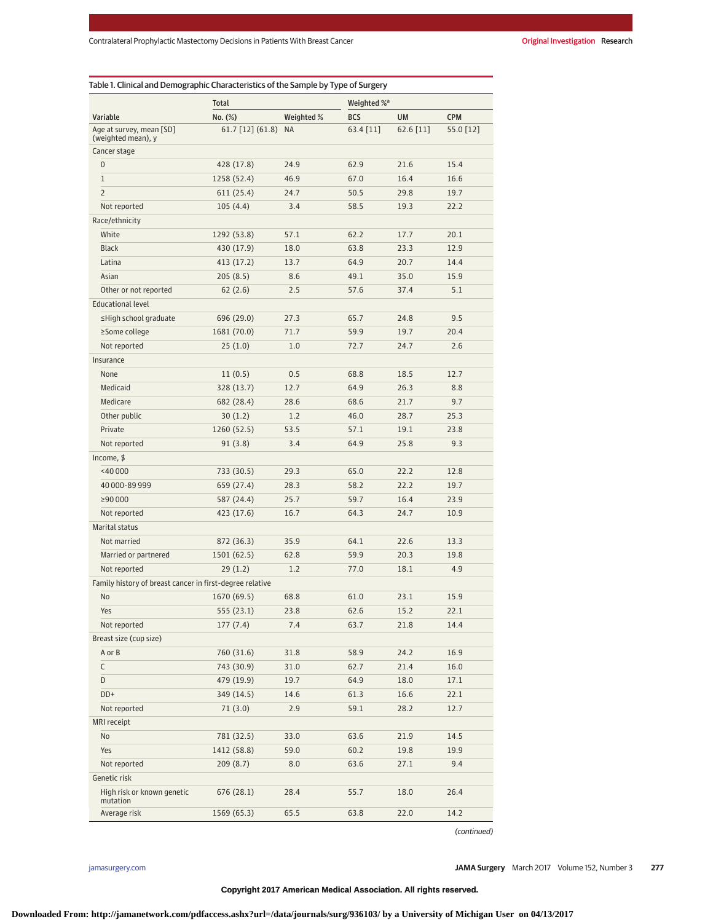Table 1. Clinical and Demographic Characteristics of the Sample by Type of Surgery

| Variable | Total | | Weighted %[a] | | |
|---|---|---|---|---|---|
| | No. (%) | Weighted % | BCS | UM | CPM |
| Age at survey, mean [SD] (weighted mean), y | 61.7 [12] (61.8) | NA | 63.4 [11] | 62.6 [11] | 55.0 [12] |
| Cancer stage | | | | | |
| 0 | 428 (17.8) | 24.9 | 62.9 | 21.6 | 15.4 |
| 1 | 1258 (52.4) | 46.9 | 67.0 | 16.4 | 16.6 |
| 2 | 611 (25.4) | 24.7 | 50.5 | 29.8 | 19.7 |
| Not reported | 105 (4.4) | 3.4 | 58.5 | 19.3 | 22.2 |
| Race/ethnicity | | | | | |
| White | 1292 (53.8) | 57.1 | 62.2 | 17.7 | 20.1 |
| Black | 430 (17.9) | 18.0 | 63.8 | 23.3 | 12.9 |
| Latina | 413 (17.2) | 13.7 | 64.9 | 20.7 | 14.4 |
| Asian | 205 (8.5) | 8.6 | 49.1 | 35.0 | 15.9 |
| Other or not reported | 62 (2.6) | 2.5 | 57.6 | 37.4 | 5.1 |
| Educational level | | | | | |
| ≤High school graduate | 696 (29.0) | 27.3 | 65.7 | 24.8 | 9.5 |
| ≥Some college | 1681 (70.0) | 71.7 | 59.9 | 19.7 | 20.4 |
| Not reported | 25 (1.0) | 1.0 | 72.7 | 24.7 | 2.6 |
| Insurance | | | | | |
| None | 11 (0.5) | 0.5 | 68.8 | 18.5 | 12.7 |
| Medicaid | 328 (13.7) | 12.7 | 64.9 | 26.3 | 8.8 |
| Medicare | 682 (28.4) | 28.6 | 68.6 | 21.7 | 9.7 |
| Other public | 30 (1.2) | 1.2 | 46.0 | 28.7 | 25.3 |
| Private | 1260 (52.5) | 53.5 | 57.1 | 19.1 | 23.8 |
| Not reported | 91 (3.8) | 3.4 | 64.9 | 25.8 | 9.3 |
| Income, $ | | | | | |
| <40 000 | 733 (30.5) | 29.3 | 65.0 | 22.2 | 12.8 |
| 40 000-89 999 | 659 (27.4) | 28.3 | 58.2 | 22.2 | 19.7 |
| ≥90 000 | 587 (24.4) | 25.7 | 59.7 | 16.4 | 23.9 |
| Not reported | 423 (17.6) | 16.7 | 64.3 | 24.7 | 10.9 |
| Marital status | | | | | |
| Not married | 872 (36.3) | 35.9 | 64.1 | 22.6 | 13.3 |
| Married or partnered | 1501 (62.5) | 62.8 | 59.9 | 20.3 | 19.8 |
| Not reported | 29 (1.2) | 1.2 | 77.0 | 18.1 | 4.9 |
| Family history of breast cancer in first-degree relative | | | | | |
| No | 1670 (69.5) | 68.8 | 61.0 | 23.1 | 15.9 |
| Yes | 555 (23.1) | 23.8 | 62.6 | 15.2 | 22.1 |
| Not reported | 177 (7.4) | 7.4 | 63.7 | 21.8 | 14.4 |
| Breast size (cup size) | | | | | |
| A or B | 760 (31.6) | 31.8 | 58.9 | 24.2 | 16.9 |
| C | 743 (30.9) | 31.0 | 62.7 | 21.4 | 16.0 |
| D | 479 (19.9) | 19.7 | 64.9 | 18.0 | 17.1 |
| DD+ | 349 (14.5) | 14.6 | 61.3 | 16.6 | 22.1 |
| Not reported | 71 (3.0) | 2.9 | 59.1 | 28.2 | 12.7 |
| MRI receipt | | | | | |
| No | 781 (32.5) | 33.0 | 63.6 | 21.9 | 14.5 |
| Yes | 1412 (58.8) | 59.0 | 60.2 | 19.8 | 19.9 |
| Not reported | 209 (8.7) | 8.0 | 63.6 | 27.1 | 9.4 |
| Genetic risk | | | | | |
| High risk or known genetic mutation | 676 (28.1) | 28.4 | 55.7 | 18.0 | 26.4 |
| Average risk | 1569 (65.3) | 65.5 | 63.8 | 22.0 | 14.2 |

*(continued)*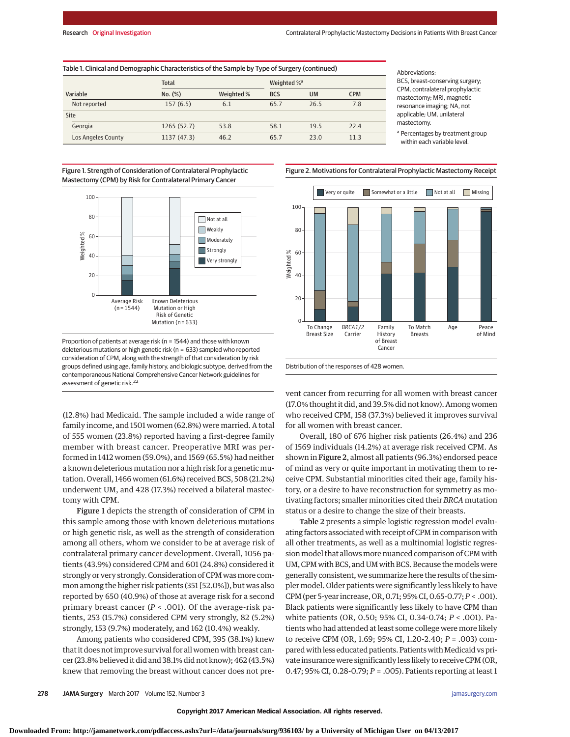Table 1. Clinical and Demographic Characteristics of the Sample by Type of Surgery (continued)

| Variable | Total | | Weighted %[a] | | |
|---|---|---|---|---|---|
| | No. (%) | Weighted % | BCS | UM | CPM |
| Not reported | 157 (6.5) | 6.1 | 65.7 | 26.5 | 7.8 |
| Site | | | | | |
| Georgia | 1265 (52.7) | 53.8 | 58.1 | 19.5 | 22.4 |
| Los Angeles County | 1137 (47.3) | 46.2 | 65.7 | 23.0 | 11.3 |

Abbreviations: BCS, breast-conserving surgery; CPM, contralateral prophylactic mastectomy; MRI, magnetic resonance imaging; NA, not applicable; UM, unilateral mastectomy.

[a] Percentages by treatment group within each variable level.

Figure 1. Strength of Consideration of Contralateral Prophylactic Mastectomy (CPM) by Risk for Contralateral Primary Cancer

Proportion of patients at average risk (n = 1544) and those with known deleterious mutations or high genetic risk (n = 633) sampled who reported consideration of CPM, along with the strength of that consideration by risk groups defined using age, family history, and biologic subtype, derived from the contemporaneous National Comprehensive Cancer Network guidelines for assessment of genetic risk.[22]

Figure 2. Motivations for Contralateral Prophylactic Mastectomy Receipt

Distribution of the responses of 428 women.

(12.8%) had Medicaid. The sample included a wide range of family income, and 1501 women (62.8%) were married. A total of 555 women (23.8%) reported having a first-degree family member with breast cancer. Preoperative MRI was performed in 1412 women (59.0%), and 1569 (65.5%) had neither a known deleterious mutation nor a high risk for a genetic mutation. Overall, 1466 women (61.6%) received BCS, 508 (21.2%) underwent UM, and 428 (17.3%) received a bilateral mastectomy with CPM.

Figure 1 depicts the strength of consideration of CPM in this sample among those with known deleterious mutations or high genetic risk, as well as the strength of consideration among all others, whom we consider to be at average risk of contralateral primary cancer development. Overall, 1056 patients (43.9%) considered CPM and 601 (24.8%) considered it strongly or very strongly. Consideration of CPM was more common among the higher risk patients (351 [52.0%]), but was also reported by 650 (40.9%) of those at average risk for a second primary breast cancer ($P < .001$). Of the average-risk patients, 253 (15.7%) considered CPM very strongly, 82 (5.2%) strongly, 153 (9.7%) moderately, and 162 (10.4%) weakly.

Among patients who considered CPM, 395 (38.1%) knew that it does not improve survival for all women with breast cancer (23.8% believed it did and 38.1% did not know); 462 (43.5%) knew that removing the breast without cancer does not prevent cancer from recurring for all women with breast cancer (17.0% thought it did, and 39.5% did not know). Among women who received CPM, 158 (37.3%) believed it improves survival for all women with breast cancer.

Overall, 180 of 676 higher risk patients (26.4%) and 236 of 1569 individuals (14.2%) at average risk received CPM. As shown in Figure 2, almost all patients (96.3%) endorsed peace of mind as very or quite important in motivating them to receive CPM. Substantial minorities cited their age, family history, or a desire to have reconstruction for symmetry as motivating factors; smaller minorities cited their *BRCA* mutation status or a desire to change the size of their breasts.

Table 2 presents a simple logistic regression model evaluating factors associated with receipt of CPM in comparison with all other treatments, as well as a multinomial logistic regression model that allows more nuanced comparison of CPM with UM, CPM with BCS, and UM with BCS. Because the models were generally consistent, we summarize here the results of the simpler model. Older patients were significantly less likely to have CPM (per 5-year increase, OR, 0.71; 95% CI, 0.65-0.77; $P < .001$). Black patients were significantly less likely to have CPM than white patients (OR, 0.50; 95% CI, 0.34-0.74; $P < .001$). Patients who had attended at least some college were more likely to receive CPM (OR, 1.69; 95% CI, 1.20-2.40; $P = .003$) compared with less educated patients. Patients with Medicaid vs private insurance were significantly less likely to receive CPM (OR, 0.47; 95% CI, 0.28-0.79; $P = .005$). Patients reporting at least 1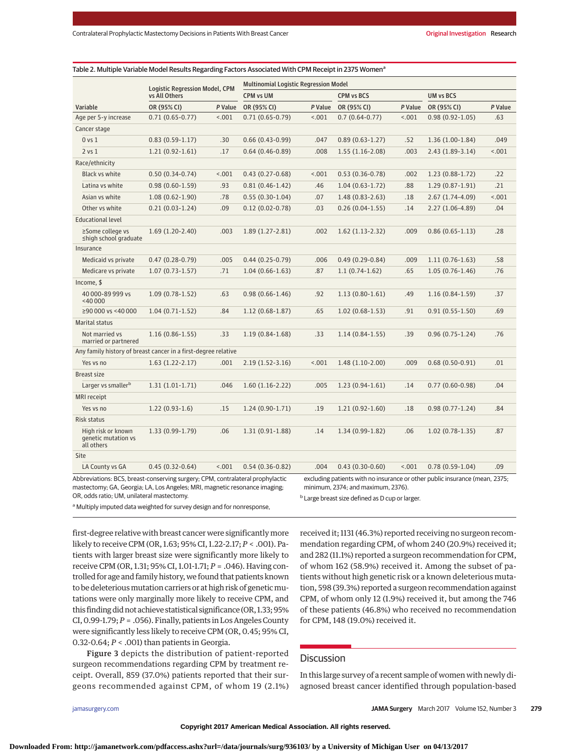Table 2. Multiple Variable Model Results Regarding Factors Associated With CPM Receipt in 2375 Women[a]

| Variable | Logistic Regression Model, CPM vs All Others | | Multinomial Logistic Regression Model | | | | | |
|---|---|---|---|---|---|---|---|---|
| | | | CPM vs UM | | CPM vs BCS | | UM vs BCS | |
| | OR (95% CI) | P Value | OR (95% CI) | P Value | OR (95% CI) | P Value | OR (95% CI) | P Value |
| Age per 5-y increase | 0.71 (0.65-0.77) | <.001 | 0.71 (0.65-0.79) | <.001 | 0.7 (0.64-0.77) | <.001 | 0.98 (0.92-1.05) | .63 |
| Cancer stage | | | | | | | | |
| 0 vs 1 | 0.83 (0.59-1.17) | .30 | 0.66 (0.43-0.99) | .047 | 0.89 (0.63-1.27) | .52 | 1.36 (1.00-1.84) | .049 |
| 2 vs 1 | 1.21 (0.92-1.61) | .17 | 0.64 (0.46-0.89) | .008 | 1.55 (1.16-2.08) | .003 | 2.43 (1.89-3.14) | <.001 |
| Race/ethnicity | | | | | | | | |
| Black vs white | 0.50 (0.34-0.74) | <.001 | 0.43 (0.27-0.68) | <.001 | 0.53 (0.36-0.78) | .002 | 1.23 (0.88-1.72) | .22 |
| Latina vs white | 0.98 (0.60-1.59) | .93 | 0.81 (0.46-1.42) | .46 | 1.04 (0.63-1.72) | .88 | 1.29 (0.87-1.91) | .21 |
| Asian vs white | 1.08 (0.62-1.90) | .78 | 0.55 (0.30-1.04) | .07 | 1.48 (0.83-2.63) | .18 | 2.67 (1.74-4.09) | <.001 |
| Other vs white | 0.21 (0.03-1.24) | .09 | 0.12 (0.02-0.78) | .03 | 0.26 (0.04-1.55) | .14 | 2.27 (1.06-4.89) | .04 |
| Educational level | | | | | | | | |
| ≥Some college vs ≤high school graduate | 1.69 (1.20-2.40) | .003 | 1.89 (1.27-2.81) | .002 | 1.62 (1.13-2.32) | .009 | 0.86 (0.65-1.13) | .28 |
| Insurance | | | | | | | | |
| Medicaid vs private | 0.47 (0.28-0.79) | .005 | 0.44 (0.25-0.79) | .006 | 0.49 (0.29-0.84) | .009 | 1.11 (0.76-1.63) | .58 |
| Medicare vs private | 1.07 (0.73-1.57) | .71 | 1.04 (0.66-1.63) | .87 | 1.1 (0.74-1.62) | .65 | 1.05 (0.76-1.46) | .76 |
| Income, $ | | | | | | | | |
| 40 000-89 999 vs <40 000 | 1.09 (0.78-1.52) | .63 | 0.98 (0.66-1.46) | .92 | 1.13 (0.80-1.61) | .49 | 1.16 (0.84-1.59) | .37 |
| ≥90 000 vs <40 000 | 1.04 (0.71-1.52) | .84 | 1.12 (0.68-1.87) | .65 | 1.02 (0.68-1.53) | .91 | 0.91 (0.55-1.50) | .69 |
| Marital status | | | | | | | | |
| Not married vs married or partnered | 1.16 (0.86-1.55) | .33 | 1.19 (0.84-1.68) | .33 | 1.14 (0.84-1.55) | .39 | 0.96 (0.75-1.24) | .76 |
| Any family history of breast cancer in a first-degree relative | | | | | | | | |
| Yes vs no | 1.63 (1.22-2.17) | .001 | 2.19 (1.52-3.16) | <.001 | 1.48 (1.10-2.00) | .009 | 0.68 (0.50-0.91) | .01 |
| Breast size | | | | | | | | |
| Larger vs smaller[b] | 1.31 (1.01-1.71) | .046 | 1.60 (1.16-2.22) | .005 | 1.23 (0.94-1.61) | .14 | 0.77 (0.60-0.98) | .04 |
| MRI receipt | | | | | | | | |
| Yes vs no | 1.22 (0.93-1.6) | .15 | 1.24 (0.90-1.71) | .19 | 1.21 (0.92-1.60) | .18 | 0.98 (0.77-1.24) | .84 |
| Risk status | | | | | | | | |
| High risk or known genetic mutation vs all others | 1.33 (0.99-1.79) | .06 | 1.31 (0.91-1.88) | .14 | 1.34 (0.99-1.82) | .06 | 1.02 (0.78-1.35) | .87 |
| Site | | | | | | | | |
| LA County vs GA | 0.45 (0.32-0.64) | <.001 | 0.54 (0.36-0.82) | .004 | 0.43 (0.30-0.60) | <.001 | 0.78 (0.59-1.04) | .09 |

Abbreviations: BCS, breast-conserving surgery; CPM, contralateral prophylactic mastectomy; GA, Georgia; LA, Los Angeles; MRI, magnetic resonance imaging; OR, odds ratio; UM, unilateral mastectomy.

[a] Multiply imputed data weighted for survey design and for nonresponse, excluding patients with no insurance or other public insurance (mean, 2375; minimum, 2374; and maximum, 2376).

[b] Large breast size defined as D cup or larger.

first-degree relative with breast cancer were significantly more likely to receive CPM (OR, 1.63; 95% CI, 1.22-2.17; *P* < .001). Patients with larger breast size were significantly more likely to receive CPM (OR, 1.31; 95% CI, 1.01-1.71; *P* = .046). Having controlled for age and family history, we found that patients known to be deleterious mutation carriers or at high risk of genetic mutations were only marginally more likely to receive CPM, and this finding did not achieve statistical significance (OR, 1.33; 95% CI, 0.99-1.79; *P* = .056). Finally, patients in Los Angeles County were significantly less likely to receive CPM (OR, 0.45; 95% CI, 0.32-0.64; *P* < .001) than patients in Georgia.

**Figure 3** depicts the distribution of patient-reported surgeon recommendations regarding CPM by treatment receipt. Overall, 859 (37.0%) patients reported that their surgeons recommended against CPM, of whom 19 (2.1%) received it; 1131 (46.3%) reported receiving no surgeon recommendation regarding CPM, of whom 240 (20.9%) received it; and 282 (11.1%) reported a surgeon recommendation for CPM, of whom 162 (58.9%) received it. Among the subset of patients without high genetic risk or a known deleterious mutation, 598 (39.3%) reported a surgeon recommendation against CPM, of whom only 12 (1.9%) received it, but among the 746 of these patients (46.8%) who received no recommendation for CPM, 148 (19.0%) received it.

## Discussion

In this large survey of a recent sample of women with newly diagnosed breast cancer identified through population-based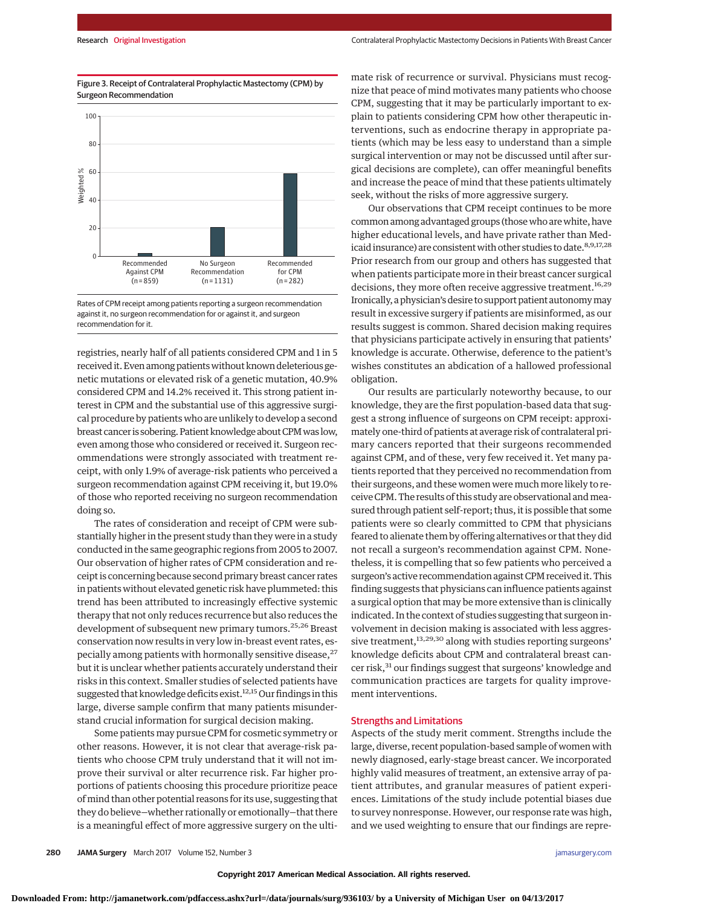Figure 3. Receipt of Contralateral Prophylactic Mastectomy (CPM) by Surgeon Recommendation

Rates of CPM receipt among patients reporting a surgeon recommendation against it, no surgeon recommendation for or against it, and surgeon recommendation for it.

registries, nearly half of all patients considered CPM and 1 in 5 received it. Even among patients without known deleterious genetic mutations or elevated risk of a genetic mutation, 40.9% considered CPM and 14.2% received it. This strong patient interest in CPM and the substantial use of this aggressive surgical procedure by patients who are unlikely to develop a second breast cancer is sobering. Patient knowledge about CPM was low, even among those who considered or received it. Surgeon recommendations were strongly associated with treatment receipt, with only 1.9% of average-risk patients who perceived a surgeon recommendation against CPM receiving it, but 19.0% of those who reported receiving no surgeon recommendation doing so.

The rates of consideration and receipt of CPM were substantially higher in the present study than they were in a study conducted in the same geographic regions from 2005 to 2007. Our observation of higher rates of CPM consideration and receipt is concerning because second primary breast cancer rates in patients without elevated genetic risk have plummeted: this trend has been attributed to increasingly effective systemic therapy that not only reduces recurrence but also reduces the development of subsequent new primary tumors.[25,26] Breast conservation now results in very low in-breast event rates, especially among patients with hormonally sensitive disease,[27] but it is unclear whether patients accurately understand their risks in this context. Smaller studies of selected patients have suggested that knowledge deficits exist.[12,15] Our findings in this large, diverse sample confirm that many patients misunderstand crucial information for surgical decision making.

Some patients may pursue CPM for cosmetic symmetry or other reasons. However, it is not clear that average-risk patients who choose CPM truly understand that it will not improve their survival or alter recurrence risk. Far higher proportions of patients choosing this procedure prioritize peace of mind than other potential reasons for its use, suggesting that they do believe—whether rationally or emotionally—that there is a meaningful effect of more aggressive surgery on the ultimate risk of recurrence or survival. Physicians must recognize that peace of mind motivates many patients who choose CPM, suggesting that it may be particularly important to explain to patients considering CPM how other therapeutic interventions, such as endocrine therapy in appropriate patients (which may be less easy to understand than a simple surgical intervention or may not be discussed until after surgical decisions are complete), can offer meaningful benefits and increase the peace of mind that these patients ultimately seek, without the risks of more aggressive surgery.

Our observations that CPM receipt continues to be more common among advantaged groups (those who are white, have higher educational levels, and have private rather than Medicaid insurance) are consistent with other studies to date.[8,9,17,28] Prior research from our group and others has suggested that when patients participate more in their breast cancer surgical decisions, they more often receive aggressive treatment.[16,29] Ironically, a physician's desire to support patient autonomy may result in excessive surgery if patients are misinformed, as our results suggest is common. Shared decision making requires that physicians participate actively in ensuring that patients' knowledge is accurate. Otherwise, deference to the patient's wishes constitutes an abdication of a hallowed professional obligation.

Our results are particularly noteworthy because, to our knowledge, they are the first population-based data that suggest a strong influence of surgeons on CPM receipt: approximately one-third of patients at average risk of contralateral primary cancers reported that their surgeons recommended against CPM, and of these, very few received it. Yet many patients reported that they perceived no recommendation from their surgeons, and these women were much more likely to receive CPM. The results of this study are observational and measured through patient self-report; thus, it is possible that some patients were so clearly committed to CPM that physicians feared to alienate them by offering alternatives or that they did not recall a surgeon's recommendation against CPM. Nonetheless, it is compelling that so few patients who perceived a surgeon's active recommendation against CPM received it. This finding suggests that physicians can influence patients against a surgical option that may be more extensive than is clinically indicated. In the context of studies suggesting that surgeon involvement in decision making is associated with less aggressive treatment,[13,29,30] along with studies reporting surgeons' knowledge deficits about CPM and contralateral breast cancer risk,[31] our findings suggest that surgeons' knowledge and communication practices are targets for quality improvement interventions.

## Strengths and Limitations

Aspects of the study merit comment. Strengths include the large, diverse, recent population-based sample of women with newly diagnosed, early-stage breast cancer. We incorporated highly valid measures of treatment, an extensive array of patient attributes, and granular measures of patient experiences. Limitations of the study include potential biases due to survey nonresponse. However, our response rate was high, and we used weighting to ensure that our findings are repre-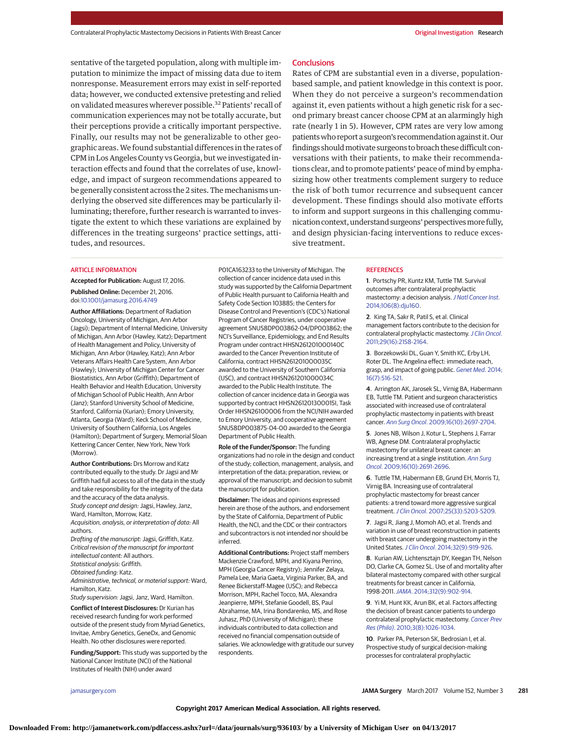sentative of the targeted population, along with multiple imputation to minimize the impact of missing data due to item nonresponse. Measurement errors may exist in self-reported data; however, we conducted extensive pretesting and relied on validated measures wherever possible.[32] Patients' recall of communication experiences may not be totally accurate, but their perceptions provide a critically important perspective. Finally, our results may not be generalizable to other geographic areas. We found substantial differences in the rates of CPM in Los Angeles County vs Georgia, but we investigated interaction effects and found that the correlates of use, knowledge, and impact of surgeon recommendations appeared to be generally consistent across the 2 sites. The mechanisms underlying the observed site differences may be particularly illuminating; therefore, further research is warranted to investigate the extent to which these variations are explained by differences in the treating surgeons' practice settings, attitudes, and resources.

## Conclusions

Rates of CPM are substantial even in a diverse, population-based sample, and patient knowledge in this context is poor. When they do not perceive a surgeon's recommendation against it, even patients without a high genetic risk for a second primary breast cancer choose CPM at an alarmingly high rate (nearly 1 in 5). However, CPM rates are very low among patients who report a surgeon's recommendation against it. Our findings should motivate surgeons to broach these difficult conversations with their patients, to make their recommendations clear, and to promote patients' peace of mind by emphasizing how other treatments complement surgery to reduce the risk of both tumor recurrence and subsequent cancer development. These findings should also motivate efforts to inform and support surgeons in this challenging communication context, understand surgeons' perspectives more fully, and design physician-facing interventions to reduce excessive treatment.

## ARTICLE INFORMATION

**Accepted for Publication:** August 17, 2016.

**Published Online:** December 21, 2016. doi:10.1001/jamasurg.2016.4749

**Author Affiliations:** Department of Radiation Oncology, University of Michigan, Ann Arbor (Jagsi); Department of Internal Medicine, University of Michigan, Ann Arbor (Hawley, Katz); Department of Health Management and Policy, University of Michigan, Ann Arbor (Hawley, Katz); Ann Arbor Veterans Affairs Health Care System, Ann Arbor (Hawley); University of Michigan Center for Cancer Biostatistics, Ann Arbor (Griffith); Department of Health Behavior and Health Education, University of Michigan School of Public Health, Ann Arbor (Janz); Stanford University School of Medicine, Stanford, California (Kurian); Emory University, Atlanta, Georgia (Ward); Keck School of Medicine, University of Southern California, Los Angeles (Hamilton); Department of Surgery, Memorial Sloan Kettering Cancer Center, New York, New York (Morrow).

**Author Contributions:** Drs Morrow and Katz contributed equally to the study. Dr Jagsi and Mr Griffith had full access to all of the data in the study and take responsibility for the integrity of the data and the accuracy of the data analysis.
*Study concept and design:* Jagsi, Hawley, Janz, Ward, Hamilton, Morrow, Katz.
*Acquisition, analysis, or interpretation of data:* All authors.
*Drafting of the manuscript:* Jagsi, Griffith, Katz.
*Critical revision of the manuscript for important intellectual content:* All authors.
*Statistical analysis:* Griffith.
*Obtained funding:* Katz.
*Administrative, technical, or material support:* Ward, Hamilton, Katz.
*Study supervision:* Jagsi, Janz, Ward, Hamilton.

**Conflict of Interest Disclosures:** Dr Kurian has received research funding for work performed outside of the present study from Myriad Genetics, Invitae, Ambry Genetics, GeneDx, and Genomic Health. No other disclosures were reported.

**Funding/Support:** This study was supported by the National Cancer Institute (NCI) of the National Institutes of Health (NIH) under award P01CA163233 to the University of Michigan. The collection of cancer incidence data used in this study was supported by the California Department of Public Health pursuant to California Health and Safety Code Section 103885; the Centers for Disease Control and Prevention's (CDC's) National Program of Cancer Registries, under cooperative agreement 5NU58DP003862-04/DP003862; the NCI's Surveillance, Epidemiology, and End Results Program under contract HHSN261201000140C awarded to the Cancer Prevention Institute of California, contract HHSN261201000035C awarded to the University of Southern California (USC), and contract HHSN261201000034C awarded to the Public Health Institute. The collection of cancer incidence data in Georgia was supported by contract HHSN261201300015I, Task Order HHSN26100006 from the NCI/NIH awarded to Emory University, and cooperative agreement 5NU58DP003875-04-00 awarded to the Georgia Department of Public Health.

**Role of the Funder/Sponsor:** The funding organizations had no role in the design and conduct of the study; collection, management, analysis, and interpretation of the data; preparation, review, or approval of the manuscript; and decision to submit the manuscript for publication.

**Disclaimer:** The ideas and opinions expressed herein are those of the authors, and endorsement by the State of California, Department of Public Health, the NCI, and the CDC or their contractors and subcontractors is not intended nor should be inferred.

**Additional Contributions:** Project staff members Mackenzie Crawford, MPH, and Kiyana Perrino, MPH (Georgia Cancer Registry); Jennifer Zelaya, Pamela Lee, Maria Gaeta, Virginia Parker, BA, and Renee Bickerstaff-Magee (USC); and Rebecca Morrison, MPH, Rachel Tocco, MA, Alexandra Jeanpierre, MPH, Stefanie Goodell, BS, Paul Abrahamse, MA, Irina Bondarenko, MS, and Rose Juhasz, PhD (University of Michigan); these individuals contributed to data collection and received no financial compensation outside of salaries. We acknowledge with gratitude our survey respondents.

## REFERENCES

1. Portschy PR, Kuntz KM, Tuttle TM. Survival outcomes after contralateral prophylactic mastectomy: a decision analysis. *J Natl Cancer Inst*. 2014;106(8):dju160.

2. King TA, Sakr R, Patil S, et al. Clinical management factors contribute to the decision for contralateral prophylactic mastectomy. *J Clin Oncol*. 2011;29(16):2158-2164.

3. Borzekowski DL, Guan Y, Smith KC, Erby LH, Roter DL. The Angelina effect: immediate reach, grasp, and impact of going public. *Genet Med*. 2014;16(7):516-521.

4. Arrington AK, Jarosek SL, Virnig BA, Habermann EB, Tuttle TM. Patient and surgeon characteristics associated with increased use of contralateral prophylactic mastectomy in patients with breast cancer. *Ann Surg Oncol*. 2009;16(10):2697-2704.

5. Jones NB, Wilson J, Kotur L, Stephens J, Farrar WB, Agnese DM. Contralateral prophylactic mastectomy for unilateral breast cancer: an increasing trend at a single institution. *Ann Surg Oncol*. 2009;16(10):2691-2696.

6. Tuttle TM, Habermann EB, Grund EH, Morris TJ, Virnig BA. Increasing use of contralateral prophylactic mastectomy for breast cancer patients: a trend toward more aggressive surgical treatment. *J Clin Oncol*. 2007;25(33):5203-5209.

7. Jagsi R, Jiang J, Momoh AO, et al. Trends and variation in use of breast reconstruction in patients with breast cancer undergoing mastectomy in the United States. *J Clin Oncol*. 2014;32(9):919-926.

8. Kurian AW, Lichtensztajn DY, Keegan TH, Nelson DO, Clarke CA, Gomez SL. Use of and mortality after bilateral mastectomy compared with other surgical treatments for breast cancer in California, 1998-2011. *JAMA*. 2014;312(9):902-914.

9. Yi M, Hunt KK, Arun BK, et al. Factors affecting the decision of breast cancer patients to undergo contralateral prophylactic mastectomy. *Cancer Prev Res (Phila)*. 2010;3(8):1026-1034.

10. Parker PA, Peterson SK, Bedrosian I, et al. Prospective study of surgical decision-making processes for contralateral prophylactic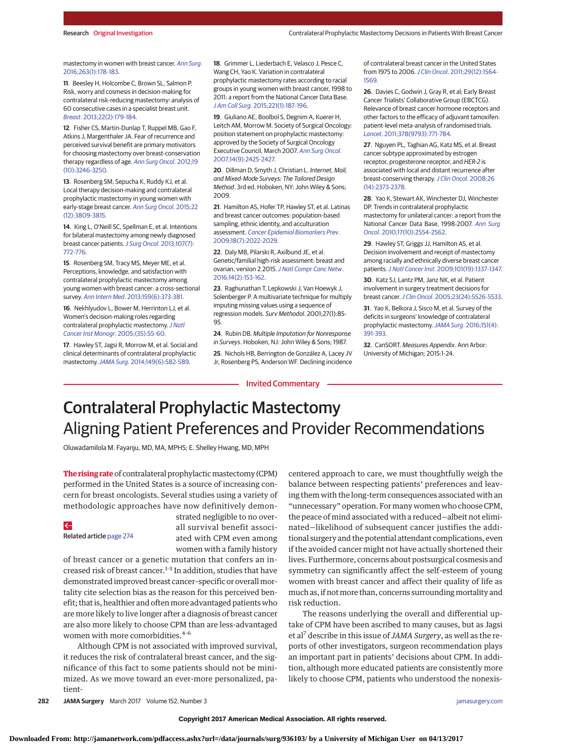mastectomy in women with breast cancer. *Ann Surg*. 2016;263(1):178-183.

11. Beesley H, Holcombe C, Brown SL, Salmon P. Risk, worry and cosmesis in decision-making for contralateral risk-reducing mastectomy: analysis of 60 consecutive cases in a specialist breast unit. *Breast*. 2013;22(2):179-184.

12. Fisher CS, Martin-Dunlap T, Ruppel MB, Gao F, Atkins J, Margenthaler JA. Fear of recurrence and perceived survival benefit are primary motivators for choosing mastectomy over breast-conservation therapy regardless of age. *Ann Surg Oncol*. 2012;19(10):3246-3250.

13. Rosenberg SM, Sepucha K, Ruddy KJ, et al. Local therapy decision-making and contralateral prophylactic mastectomy in young women with early-stage breast cancer. *Ann Surg Oncol*. 2015;22(12):3809-3815.

14. King L, O'Neill SC, Spellman E, et al. Intentions for bilateral mastectomy among newly diagnosed breast cancer patients. *J Surg Oncol*. 2013;107(7):772-776.

15. Rosenberg SM, Tracy MS, Meyer ME, et al. Perceptions, knowledge, and satisfaction with contralateral prophylactic mastectomy among young women with breast cancer: a cross-sectional survey. *Ann Intern Med*. 2013;159(6):373-381.

16. Nekhlyudov L, Bower M, Herrinton LJ, et al. Women's decision-making roles regarding contralateral prophylactic mastectomy. *J Natl Cancer Inst Monogr*. 2005;(35):55-60.

17. Hawley ST, Jagsi R, Morrow M, et al. Social and clinical determinants of contralateral prophylactic mastectomy. *JAMA Surg*. 2014;149(6):582-589.

18. Grimmer L, Liederbach E, Velasco J, Pesce C, Wang CH, Yao K. Variation in contralateral prophylactic mastectomy rates according to racial groups in young women with breast cancer, 1998 to 2011: a report from the National Cancer Data Base. *J Am Coll Surg*. 2015;221(1):187-196.

19. Giuliano AE, Boolbol S, Degnim A, Kuerer H, Leitch AM, Morrow M. Society of Surgical Oncology: position statement on prophylactic mastectomy: approved by the Society of Surgical Oncology Executive Council, March 2007. *Ann Surg Oncol*. 2007;14(9):2425-2427.

20. Dillman D, Smyth J, Christian L. *Internet, Mail, and Mixed-Mode Surveys: The Tailored Design Method*. 3rd ed. Hoboken, NY: John Wiley & Sons; 2009.

21. Hamilton AS, Hofer TP, Hawley ST, et al. Latinas and breast cancer outcomes: population-based sampling, ethnic identity, and acculturation assessment. *Cancer Epidemiol Biomarkers Prev*. 2009;18(7):2022-2029.

22. Daly MB, Pilarski R, Axilbund JE, et al. Genetic/familial high-risk assessment: breast and ovarian, version 2.2015. *J Natl Compr Canc Netw*. 2016;14(2):153-162.

23. Raghunathan T, Lepkowski J, Van Hoewyk J, Solenberger P. A multivariate technique for multiply imputing missing values using a sequence of regression models. *Surv Methodol*. 2001;27(1):85-95.

24. Rubin DB. *Multiple Imputation for Nonresponse in Surveys*. Hoboken, NJ: John Wiley & Sons; 1987.

25. Nichols HB, Berrington de González A, Lacey JV Jr, Rosenberg PS, Anderson WF. Declining incidence of contralateral breast cancer in the United States from 1975 to 2006. *J Clin Oncol*. 2011;29(12):1564-1569.

26. Davies C, Godwin J, Gray R, et al; Early Breast Cancer Trialists' Collaborative Group (EBCTCG). Relevance of breast cancer hormone receptors and other factors to the efficacy of adjuvant tamoxifen: patient-level meta-analysis of randomised trials. *Lancet*. 2011;378(9793):771-784.

27. Nguyen PL, Taghian AG, Katz MS, et al. Breast cancer subtype approximated by estrogen receptor, progesterone receptor, and *HER-2* is associated with local and distant recurrence after breast-conserving therapy. *J Clin Oncol*. 2008;26(14):2373-2378.

28. Yao K, Stewart AK, Winchester DJ, Winchester DP. Trends in contralateral prophylactic mastectomy for unilateral cancer: a report from the National Cancer Data Base, 1998-2007. *Ann Surg Oncol*. 2010;17(10):2554-2562.

29. Hawley ST, Griggs JJ, Hamilton AS, et al. Decision involvement and receipt of mastectomy among racially and ethnically diverse breast cancer patients. *J Natl Cancer Inst*. 2009;101(19):1337-1347.

30. Katz SJ, Lantz PM, Janz NK, et al. Patient involvement in surgery treatment decisions for breast cancer. *J Clin Oncol*. 2005;23(24):5526-5533.

31. Yao K, Belkora J, Sisco M, et al. Survey of the deficits in surgeons' knowledge of contralateral prophylactic mastectomy. *JAMA Surg*. 2016;151(4):391-393.

32. CanSORT. *Measures Appendix*. Ann Arbor: University of Michigan; 2015:1-24.

Invited Commentary

# Contralateral Prophylactic Mastectomy
## Aligning Patient Preferences and Provider Recommendations

Oluwadamilola M. Fayanju, MD, MA, MPHS; E. Shelley Hwang, MD, MPH

Related article page 274

**The rising rate** of contralateral prophylactic mastectomy (CPM) performed in the United States is a source of increasing concern for breast oncologists. Several studies using a variety of methodologic approaches have now definitively demonstrated negligible to no overall survival benefit associated with CPM even among women with a family history of breast cancer or a genetic mutation that confers an increased risk of breast cancer.[1-3] In addition, studies that have demonstrated improved breast cancer–specific or overall mortality cite selection bias as the reason for this perceived benefit; that is, healthier and often more advantaged patients who are more likely to live longer after a diagnosis of breast cancer are also more likely to choose CPM than are less-advantaged women with more comorbidities.[4-6]

Although CPM is not associated with improved survival, it reduces the risk of contralateral breast cancer, and the significance of this fact to some patients should not be minimized. As we move toward an ever-more personalized, patient-centered approach to care, we must thoughtfully weigh the balance between respecting patients' preferences and leaving them with the long-term consequences associated with an "unnecessary" operation. For many women who choose CPM, the peace of mind associated with a reduced—albeit not eliminated—likelihood of subsequent cancer justifies the additional surgery and the potential attendant complications, even if the avoided cancer might not have actually shortened their lives. Furthermore, concerns about postsurgical cosmesis and symmetry can significantly affect the self-esteem of young women with breast cancer and affect their quality of life as much as, if not more than, concerns surrounding mortality and risk reduction.

The reasons underlying the overall and differential uptake of CPM have been ascribed to many causes, but as Jagsi et al[7] describe in this issue of *JAMA Surgery*, as well as the reports of other investigators, surgeon recommendation plays an important part in patients' decisions about CPM. In addition, although more educated patients are consistently more likely to choose CPM, patients who understood the nonexis-